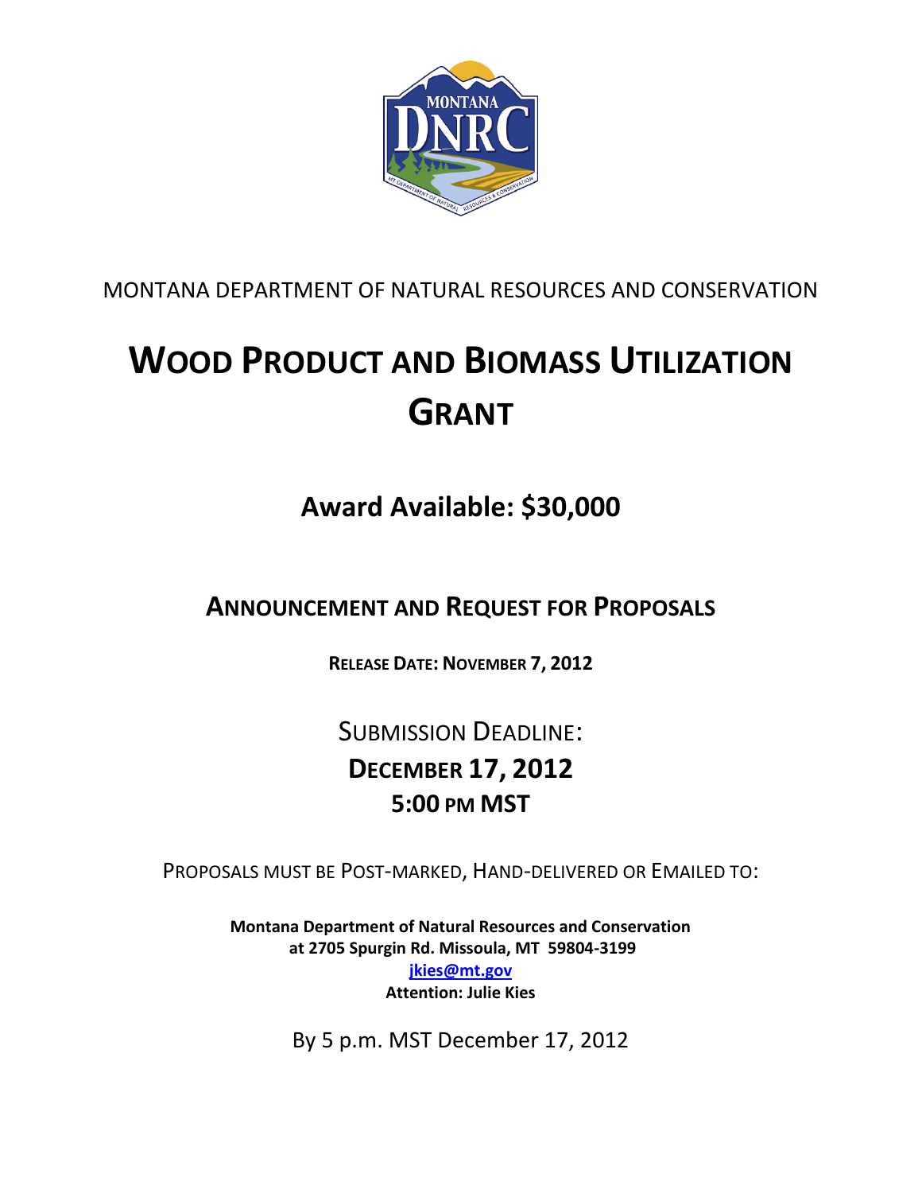MONTANA DEPARTMENT OF NATURAL RESOURCES AND CONSERVATION

# WOOD PRODUCT AND BIOMASS UTILIZATION GRANT

## Award Available: $30,000

## ANNOUNCEMENT AND REQUEST FOR PROPOSALS

**RELEASE DATE: NOVEMBER 7, 2012**

SUBMISSION DEADLINE:

**DECEMBER 17, 2012**

**5:00 PM MST**

PROPOSALS MUST BE POST-MARKED, HAND-DELIVERED OR EMAILED TO:

**Montana Department of Natural Resources and Conservation**
**at 2705 Spurgin Rd. Missoula, MT 59804-3199**
**jkies@mt.gov**
**Attention: Julie Kies**

By 5 p.m. MST December 17, 2012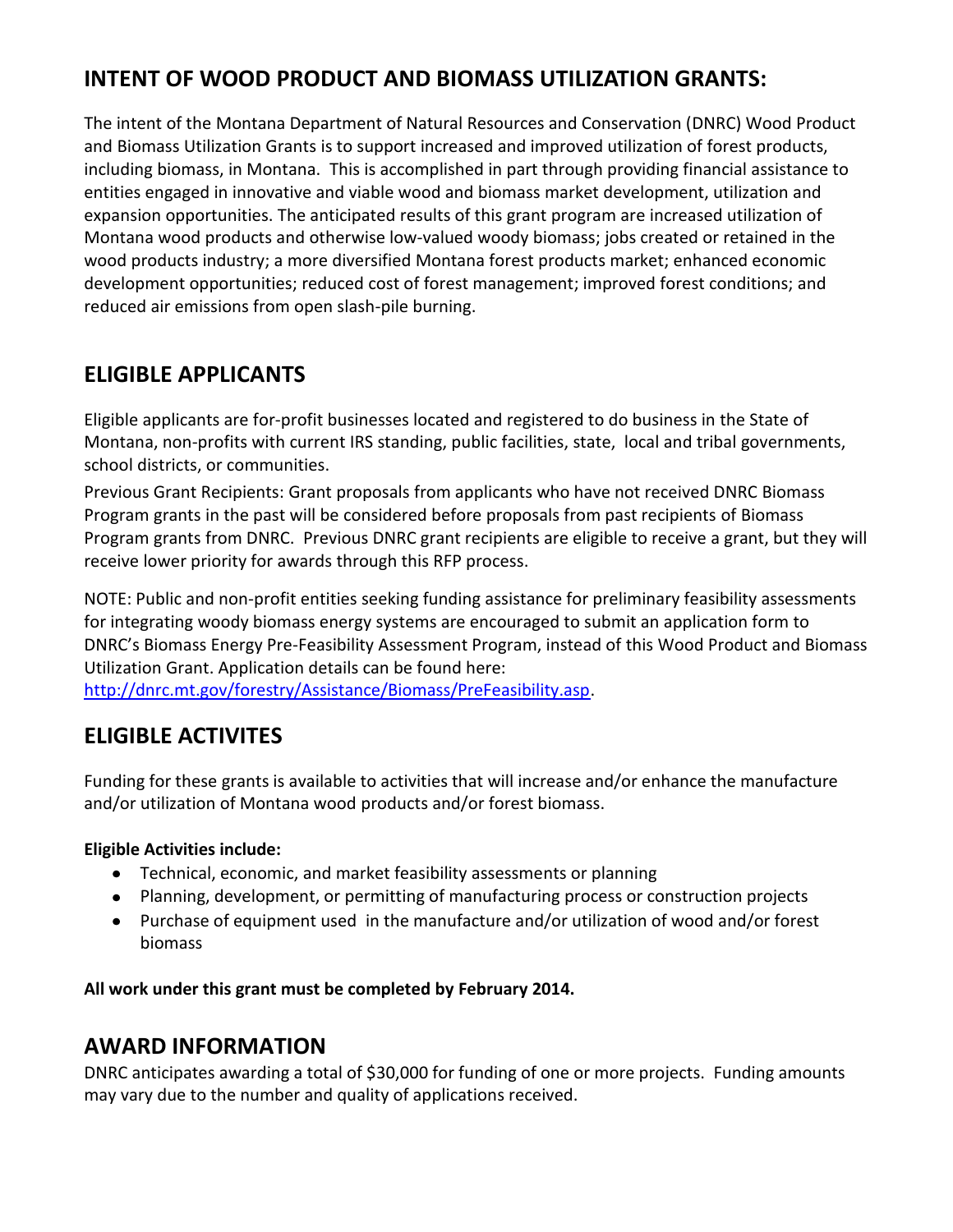## INTENT OF WOOD PRODUCT AND BIOMASS UTILIZATION GRANTS:

The intent of the Montana Department of Natural Resources and Conservation (DNRC) Wood Product and Biomass Utilization Grants is to support increased and improved utilization of forest products, including biomass, in Montana. This is accomplished in part through providing financial assistance to entities engaged in innovative and viable wood and biomass market development, utilization and expansion opportunities. The anticipated results of this grant program are increased utilization of Montana wood products and otherwise low-valued woody biomass; jobs created or retained in the wood products industry; a more diversified Montana forest products market; enhanced economic development opportunities; reduced cost of forest management; improved forest conditions; and reduced air emissions from open slash-pile burning.

## ELIGIBLE APPLICANTS

Eligible applicants are for-profit businesses located and registered to do business in the State of Montana, non-profits with current IRS standing, public facilities, state, local and tribal governments, school districts, or communities.

Previous Grant Recipients: Grant proposals from applicants who have not received DNRC Biomass Program grants in the past will be considered before proposals from past recipients of Biomass Program grants from DNRC. Previous DNRC grant recipients are eligible to receive a grant, but they will receive lower priority for awards through this RFP process.

NOTE: Public and non-profit entities seeking funding assistance for preliminary feasibility assessments for integrating woody biomass energy systems are encouraged to submit an application form to DNRC's Biomass Energy Pre-Feasibility Assessment Program, instead of this Wood Product and Biomass Utilization Grant. Application details can be found here: http://dnrc.mt.gov/forestry/Assistance/Biomass/PreFeasibility.asp.

## ELIGIBLE ACTIVITES

Funding for these grants is available to activities that will increase and/or enhance the manufacture and/or utilization of Montana wood products and/or forest biomass.

**Eligible Activities include:**

- Technical, economic, and market feasibility assessments or planning
- Planning, development, or permitting of manufacturing process or construction projects
- Purchase of equipment used in the manufacture and/or utilization of wood and/or forest biomass

**All work under this grant must be completed by February 2014.**

## AWARD INFORMATION

DNRC anticipates awarding a total of $30,000 for funding of one or more projects. Funding amounts may vary due to the number and quality of applications received.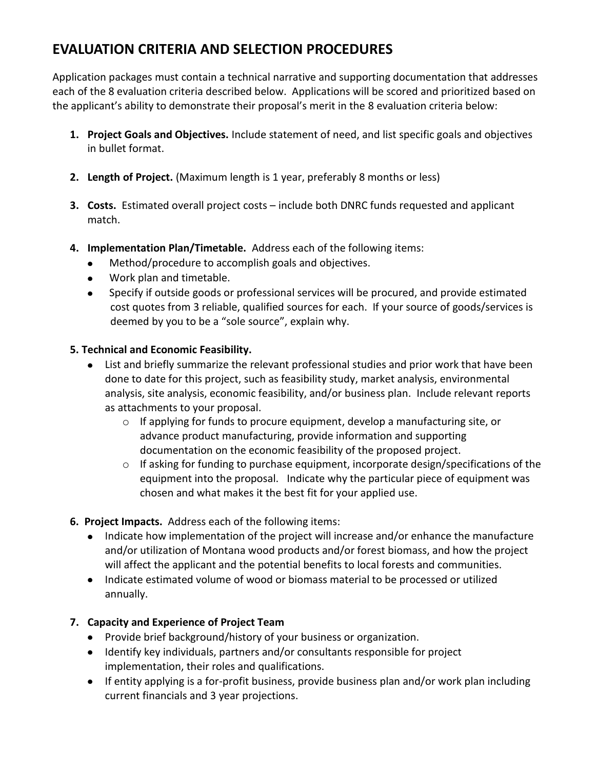## EVALUATION CRITERIA AND SELECTION PROCEDURES

Application packages must contain a technical narrative and supporting documentation that addresses each of the 8 evaluation criteria described below. Applications will be scored and prioritized based on the applicant's ability to demonstrate their proposal's merit in the 8 evaluation criteria below:

1. **Project Goals and Objectives.** Include statement of need, and list specific goals and objectives in bullet format.

2. **Length of Project.** (Maximum length is 1 year, preferably 8 months or less)

3. **Costs.** Estimated overall project costs – include both DNRC funds requested and applicant match.

4. **Implementation Plan/Timetable.** Address each of the following items:
   - Method/procedure to accomplish goals and objectives.
   - Work plan and timetable.
   - Specify if outside goods or professional services will be procured, and provide estimated cost quotes from 3 reliable, qualified sources for each. If your source of goods/services is deemed by you to be a "sole source", explain why.

5. **Technical and Economic Feasibility.**
   - List and briefly summarize the relevant professional studies and prior work that have been done to date for this project, such as feasibility study, market analysis, environmental analysis, site analysis, economic feasibility, and/or business plan. Include relevant reports as attachments to your proposal.
     - If applying for funds to procure equipment, develop a manufacturing site, or advance product manufacturing, provide information and supporting documentation on the economic feasibility of the proposed project.
     - If asking for funding to purchase equipment, incorporate design/specifications of the equipment into the proposal. Indicate why the particular piece of equipment was chosen and what makes it the best fit for your applied use.

6. **Project Impacts.** Address each of the following items:
   - Indicate how implementation of the project will increase and/or enhance the manufacture and/or utilization of Montana wood products and/or forest biomass, and how the project will affect the applicant and the potential benefits to local forests and communities.
   - Indicate estimated volume of wood or biomass material to be processed or utilized annually.

7. **Capacity and Experience of Project Team**
   - Provide brief background/history of your business or organization.
   - Identify key individuals, partners and/or consultants responsible for project implementation, their roles and qualifications.
   - If entity applying is a for-profit business, provide business plan and/or work plan including current financials and 3 year projections.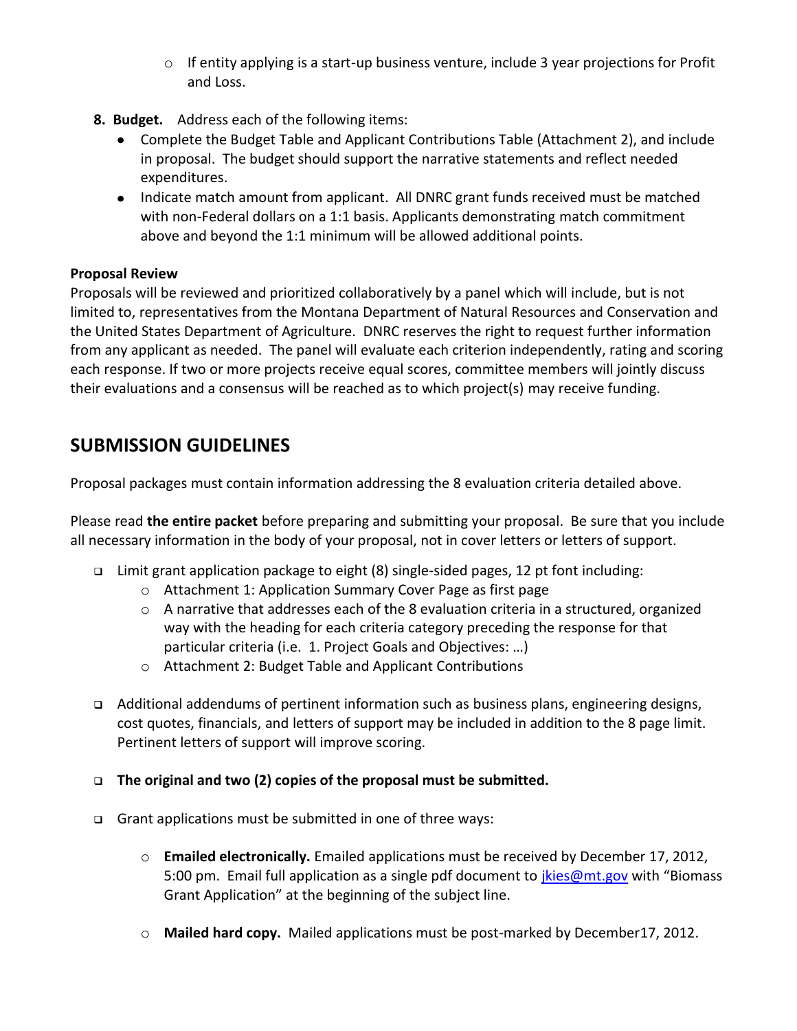- If entity applying is a start-up business venture, include 3 year projections for Profit and Loss.

8. **Budget.** Address each of the following items:
   - Complete the Budget Table and Applicant Contributions Table (Attachment 2), and include in proposal. The budget should support the narrative statements and reflect needed expenditures.
   - Indicate match amount from applicant. All DNRC grant funds received must be matched with non-Federal dollars on a 1:1 basis. Applicants demonstrating match commitment above and beyond the 1:1 minimum will be allowed additional points.

**Proposal Review**

Proposals will be reviewed and prioritized collaboratively by a panel which will include, but is not limited to, representatives from the Montana Department of Natural Resources and Conservation and the United States Department of Agriculture. DNRC reserves the right to request further information from any applicant as needed. The panel will evaluate each criterion independently, rating and scoring each response. If two or more projects receive equal scores, committee members will jointly discuss their evaluations and a consensus will be reached as to which project(s) may receive funding.

## SUBMISSION GUIDELINES

Proposal packages must contain information addressing the 8 evaluation criteria detailed above.

Please read **the entire packet** before preparing and submitting your proposal. Be sure that you include all necessary information in the body of your proposal, not in cover letters or letters of support.

- Limit grant application package to eight (8) single-sided pages, 12 pt font including:
  - Attachment 1: Application Summary Cover Page as first page
  - A narrative that addresses each of the 8 evaluation criteria in a structured, organized way with the heading for each criteria category preceding the response for that particular criteria (i.e. 1. Project Goals and Objectives: …)
  - Attachment 2: Budget Table and Applicant Contributions

- Additional addendums of pertinent information such as business plans, engineering designs, cost quotes, financials, and letters of support may be included in addition to the 8 page limit. Pertinent letters of support will improve scoring.

- **The original and two (2) copies of the proposal must be submitted.**

- Grant applications must be submitted in one of three ways:

  - **Emailed electronically.** Emailed applications must be received by December 17, 2012, 5:00 pm. Email full application as a single pdf document to jkies@mt.gov with "Biomass Grant Application" at the beginning of the subject line.

  - **Mailed hard copy.** Mailed applications must be post-marked by December17, 2012.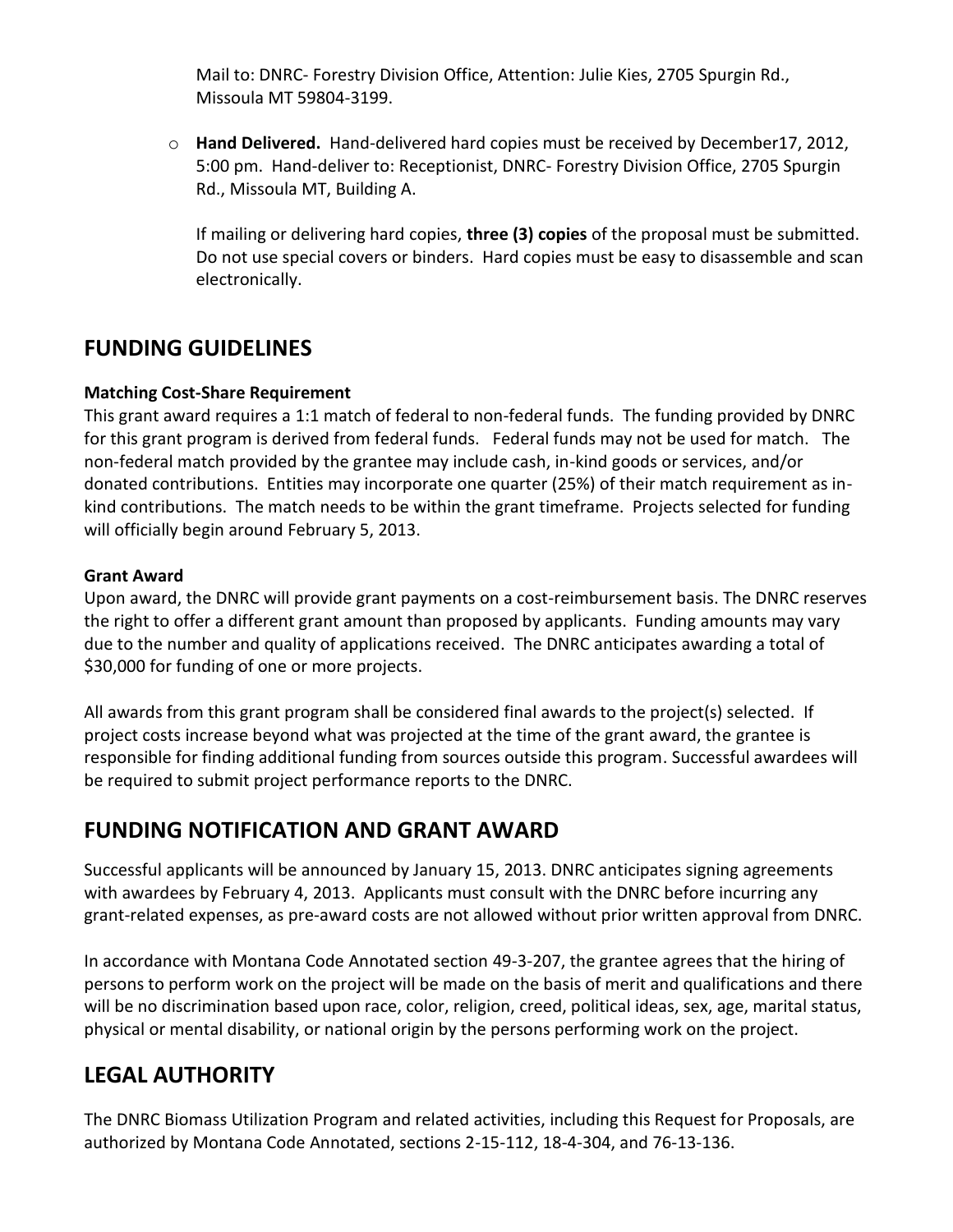Mail to: DNRC- Forestry Division Office, Attention: Julie Kies, 2705 Spurgin Rd., Missoula MT 59804-3199.

- **Hand Delivered.** Hand-delivered hard copies must be received by December17, 2012, 5:00 pm. Hand-deliver to: Receptionist, DNRC- Forestry Division Office, 2705 Spurgin Rd., Missoula MT, Building A.

  If mailing or delivering hard copies, **three (3) copies** of the proposal must be submitted. Do not use special covers or binders. Hard copies must be easy to disassemble and scan electronically.

## FUNDING GUIDELINES

**Matching Cost-Share Requirement**

This grant award requires a 1:1 match of federal to non-federal funds. The funding provided by DNRC for this grant program is derived from federal funds. Federal funds may not be used for match. The non-federal match provided by the grantee may include cash, in-kind goods or services, and/or donated contributions. Entities may incorporate one quarter (25%) of their match requirement as in-kind contributions. The match needs to be within the grant timeframe. Projects selected for funding will officially begin around February 5, 2013.

**Grant Award**

Upon award, the DNRC will provide grant payments on a cost-reimbursement basis. The DNRC reserves the right to offer a different grant amount than proposed by applicants. Funding amounts may vary due to the number and quality of applications received. The DNRC anticipates awarding a total of $30,000 for funding of one or more projects.

All awards from this grant program shall be considered final awards to the project(s) selected. If project costs increase beyond what was projected at the time of the grant award, the grantee is responsible for finding additional funding from sources outside this program. Successful awardees will be required to submit project performance reports to the DNRC.

## FUNDING NOTIFICATION AND GRANT AWARD

Successful applicants will be announced by January 15, 2013. DNRC anticipates signing agreements with awardees by February 4, 2013. Applicants must consult with the DNRC before incurring any grant-related expenses, as pre-award costs are not allowed without prior written approval from DNRC.

In accordance with Montana Code Annotated section 49-3-207, the grantee agrees that the hiring of persons to perform work on the project will be made on the basis of merit and qualifications and there will be no discrimination based upon race, color, religion, creed, political ideas, sex, age, marital status, physical or mental disability, or national origin by the persons performing work on the project.

## LEGAL AUTHORITY

The DNRC Biomass Utilization Program and related activities, including this Request for Proposals, are authorized by Montana Code Annotated, sections 2-15-112, 18-4-304, and 76-13-136.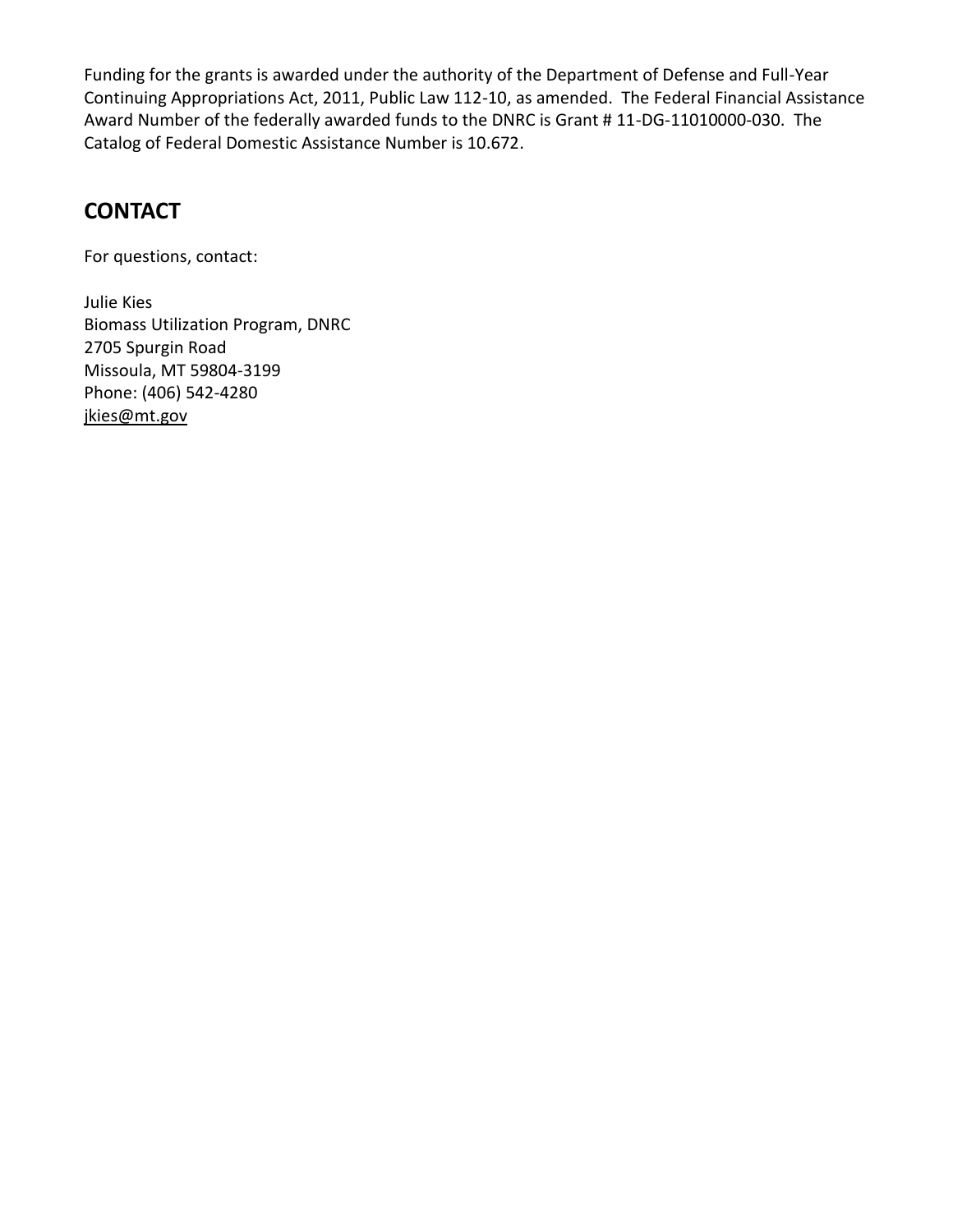Funding for the grants is awarded under the authority of the Department of Defense and Full-Year Continuing Appropriations Act, 2011, Public Law 112-10, as amended. The Federal Financial Assistance Award Number of the federally awarded funds to the DNRC is Grant # 11-DG-11010000-030. The Catalog of Federal Domestic Assistance Number is 10.672.

## CONTACT

For questions, contact:

Julie Kies  
Biomass Utilization Program, DNRC  
2705 Spurgin Road  
Missoula, MT 59804-3199  
Phone: (406) 542-4280  
jkies@mt.gov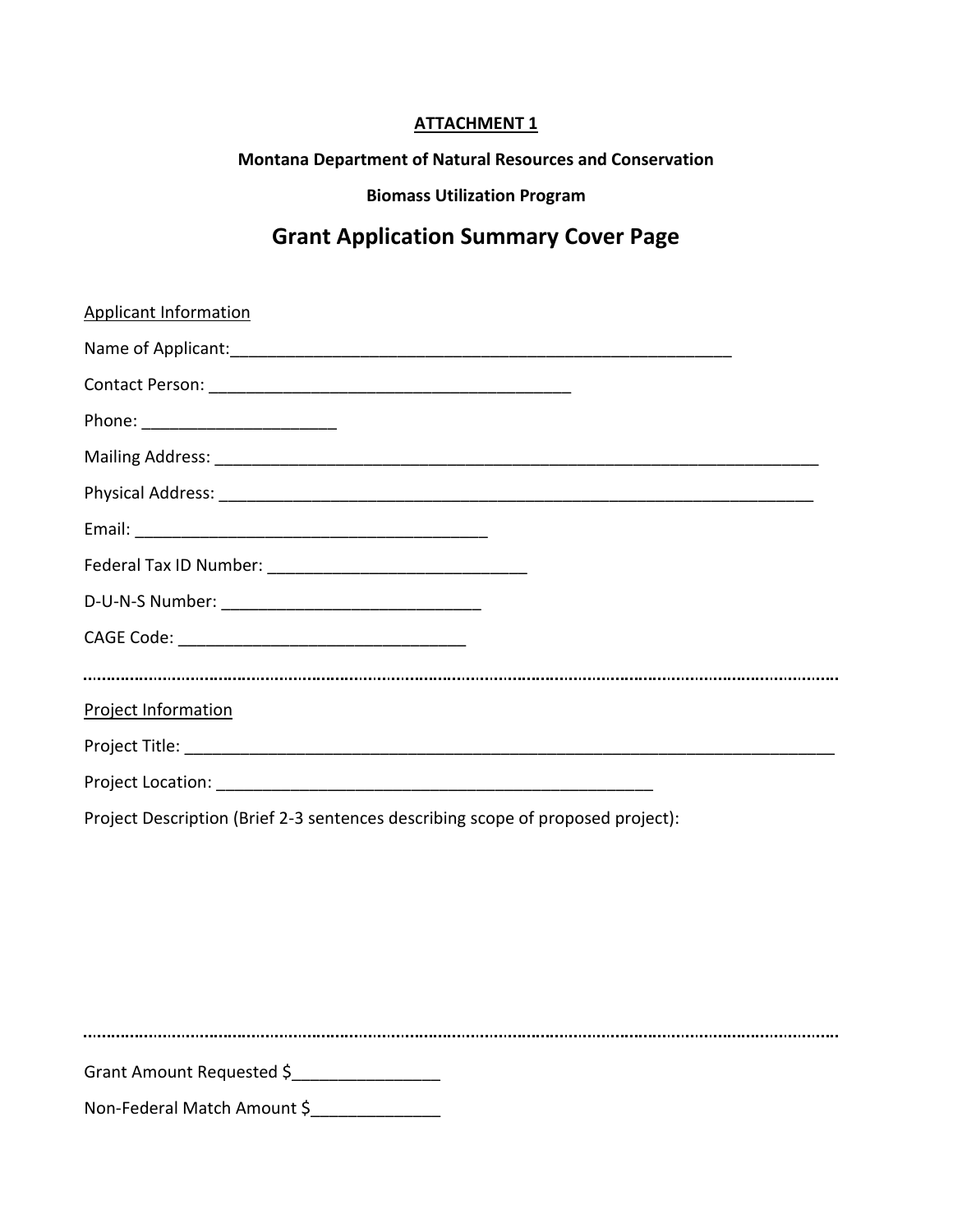**ATTACHMENT 1**

**Montana Department of Natural Resources and Conservation**

**Biomass Utilization Program**

## Grant Application Summary Cover Page

Applicant Information

Name of Applicant:_________________________________________________________

Contact Person: ________________________________________

Phone: _____________________

Mailing Address: ____________________________________________________________________

Physical Address: __________________________________________________________________

Email: _______________________________________

Federal Tax ID Number: ____________________________

D-U-N-S Number: ____________________________

CAGE Code: _______________________________

---

Project Information

Project Title: __________________________________________________________________________

Project Location: _______________________________________________

Project Description (Brief 2-3 sentences describing scope of proposed project):

---

Grant Amount Requested $________________

Non-Federal Match Amount $______________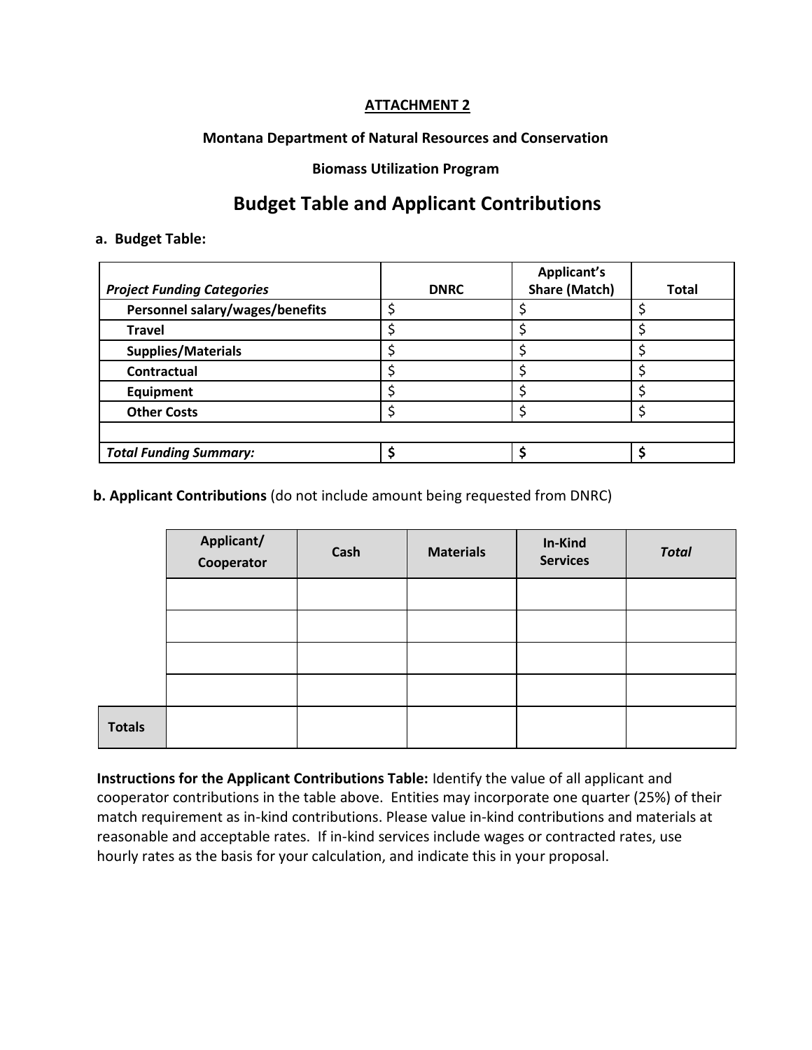**ATTACHMENT 2**

**Montana Department of Natural Resources and Conservation**

**Biomass Utilization Program**

# Budget Table and Applicant Contributions

**a. Budget Table:**

| *Project Funding Categories* | DNRC | Applicant's Share (Match) | Total |
|---|---|---|---|
| **Personnel salary/wages/benefits** | $ | $ | $ |
| **Travel** | $ | $ | $ |
| **Supplies/Materials** | $ | $ | $ |
| **Contractual** | $ | $ | $ |
| **Equipment** | $ | $ | $ |
| **Other Costs** | $ | $ | $ |
| | | | |
| ***Total Funding Summary:*** | **$** | **$** | **$** |

**b. Applicant Contributions** (do not include amount being requested from DNRC)

| | Applicant/ Cooperator | Cash | Materials | In-Kind Services | *Total* |
|---|---|---|---|---|---|
| | | | | | |
| | | | | | |
| | | | | | |
| | | | | | |
| **Totals** | | | | | |

**Instructions for the Applicant Contributions Table:** Identify the value of all applicant and cooperator contributions in the table above. Entities may incorporate one quarter (25%) of their match requirement as in-kind contributions. Please value in-kind contributions and materials at reasonable and acceptable rates. If in-kind services include wages or contracted rates, use hourly rates as the basis for your calculation, and indicate this in your proposal.